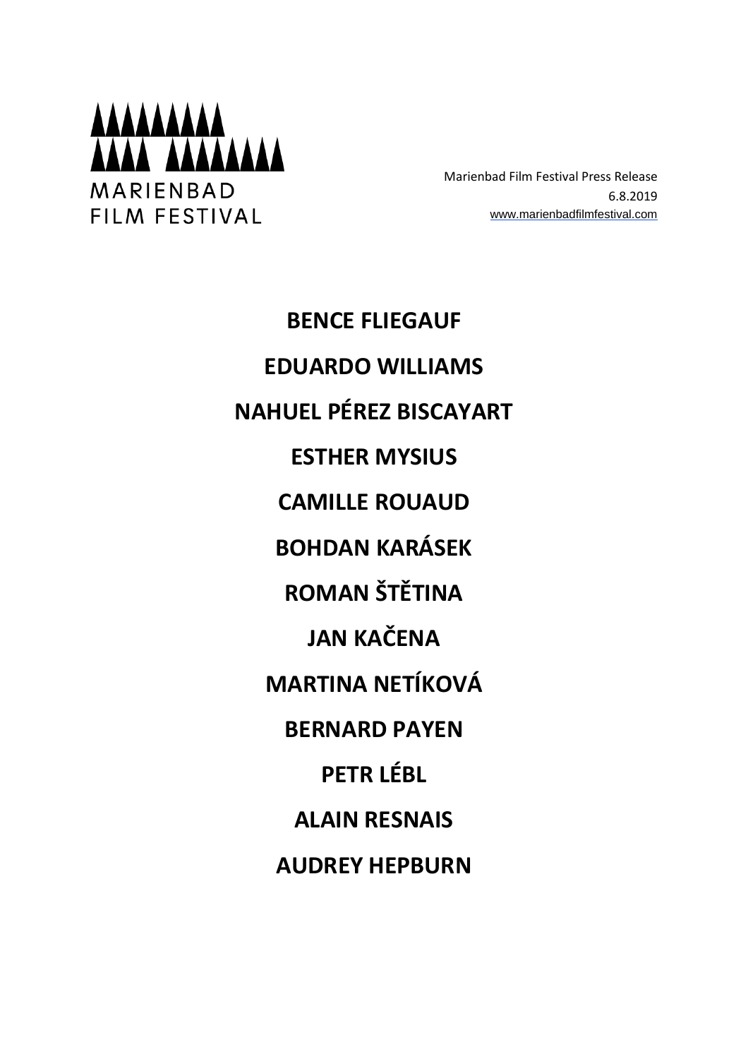MARIENBAD
FILM FESTIVAL

Marienbad Film Festival Press Release
6.8.2019
www.marienbadfilmfestival.com

**BENCE FLIEGAUF**

**EDUARDO WILLIAMS**

**NAHUEL PÉREZ BISCAYART**

**ESTHER MYSIUS**

**CAMILLE ROUAUD**

**BOHDAN KARÁSEK**

**ROMAN ŠTĚTINA**

**JAN KAČENA**

**MARTINA NETÍKOVÁ**

**BERNARD PAYEN**

**PETR LÉBL**

**ALAIN RESNAIS**

**AUDREY HEPBURN**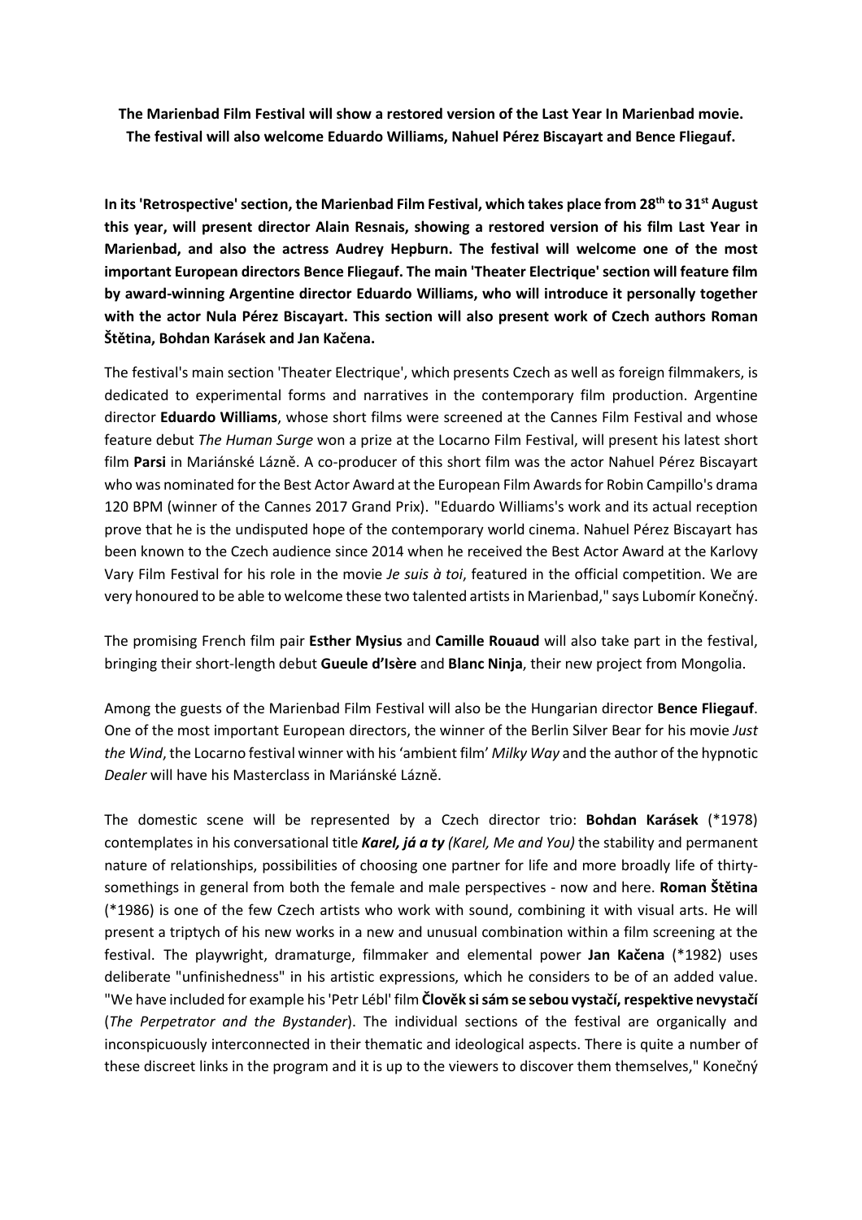**The Marienbad Film Festival will show a restored version of the Last Year In Marienbad movie. The festival will also welcome Eduardo Williams, Nahuel Pérez Biscayart and Bence Fliegauf.**

**In its 'Retrospective' section, the Marienbad Film Festival, which takes place from 28th to 31st August this year, will present director Alain Resnais, showing a restored version of his film Last Year in Marienbad, and also the actress Audrey Hepburn. The festival will welcome one of the most important European directors Bence Fliegauf. The main 'Theater Electrique' section will feature film by award-winning Argentine director Eduardo Williams, who will introduce it personally together with the actor Nula Pérez Biscayart. This section will also present work of Czech authors Roman Štětina, Bohdan Karásek and Jan Kačena.**

The festival's main section 'Theater Electrique', which presents Czech as well as foreign filmmakers, is dedicated to experimental forms and narratives in the contemporary film production. Argentine director **Eduardo Williams**, whose short films were screened at the Cannes Film Festival and whose feature debut *The Human Surge* won a prize at the Locarno Film Festival, will present his latest short film **Parsi** in Mariánské Lázně. A co-producer of this short film was the actor Nahuel Pérez Biscayart who was nominated for the Best Actor Award at the European Film Awards for Robin Campillo's drama 120 BPM (winner of the Cannes 2017 Grand Prix). "Eduardo Williams's work and its actual reception prove that he is the undisputed hope of the contemporary world cinema. Nahuel Pérez Biscayart has been known to the Czech audience since 2014 when he received the Best Actor Award at the Karlovy Vary Film Festival for his role in the movie *Je suis à toi*, featured in the official competition. We are very honoured to be able to welcome these two talented artists in Marienbad," says Lubomír Konečný.

The promising French film pair **Esther Mysius** and **Camille Rouaud** will also take part in the festival, bringing their short-length debut **Gueule d'Isère** and **Blanc Ninja**, their new project from Mongolia.

Among the guests of the Marienbad Film Festival will also be the Hungarian director **Bence Fliegauf**. One of the most important European directors, the winner of the Berlin Silver Bear for his movie *Just the Wind*, the Locarno festival winner with his 'ambient film' *Milky Way* and the author of the hypnotic *Dealer* will have his Masterclass in Mariánské Lázně.

The domestic scene will be represented by a Czech director trio: **Bohdan Karásek** (*1978) contemplates in his conversational title ***Karel, já a ty*** *(Karel, Me and You)* the stability and permanent nature of relationships, possibilities of choosing one partner for life and more broadly life of thirty-somethings in general from both the female and male perspectives - now and here. **Roman Štětina** (*1986) is one of the few Czech artists who work with sound, combining it with visual arts. He will present a triptych of his new works in a new and unusual combination within a film screening at the festival. The playwright, dramaturge, filmmaker and elemental power **Jan Kačena** (*1982) uses deliberate "unfinishedness" in his artistic expressions, which he considers to be of an added value. "We have included for example his 'Petr Lébl' film **Člověk si sám se sebou vystačí, respektive nevystačí** (*The Perpetrator and the Bystander*). The individual sections of the festival are organically and inconspicuously interconnected in their thematic and ideological aspects. There is quite a number of these discreet links in the program and it is up to the viewers to discover them themselves," Konečný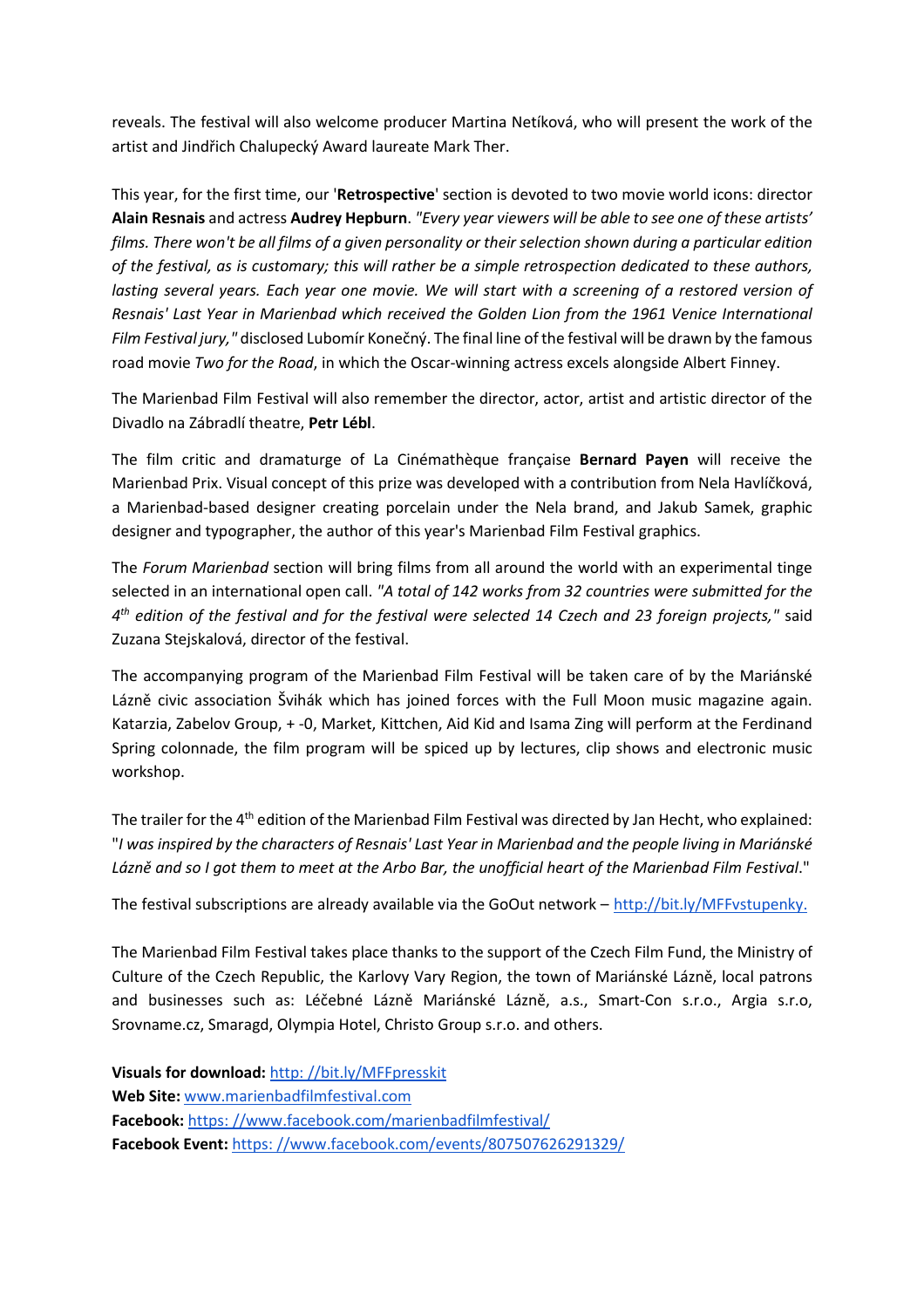reveals. The festival will also welcome producer Martina Netíková, who will present the work of the artist and Jindřich Chalupecký Award laureate Mark Ther.

This year, for the first time, our '**Retrospective**' section is devoted to two movie world icons: director **Alain Resnais** and actress **Audrey Hepburn**. *"Every year viewers will be able to see one of these artists' films. There won't be all films of a given personality or their selection shown during a particular edition of the festival, as is customary; this will rather be a simple retrospection dedicated to these authors, lasting several years. Each year one movie. We will start with a screening of a restored version of Resnais' Last Year in Marienbad which received the Golden Lion from the 1961 Venice International Film Festival jury,"* disclosed Lubomír Konečný. The final line of the festival will be drawn by the famous road movie *Two for the Road*, in which the Oscar-winning actress excels alongside Albert Finney.

The Marienbad Film Festival will also remember the director, actor, artist and artistic director of the Divadlo na Zábradlí theatre, **Petr Lébl**.

The film critic and dramaturge of La Cinémathèque française **Bernard Payen** will receive the Marienbad Prix. Visual concept of this prize was developed with a contribution from Nela Havlíčková, a Marienbad-based designer creating porcelain under the Nela brand, and Jakub Samek, graphic designer and typographer, the author of this year's Marienbad Film Festival graphics.

The *Forum Marienbad* section will bring films from all around the world with an experimental tinge selected in an international open call. *"A total of 142 works from 32 countries were submitted for the 4th edition of the festival and for the festival were selected 14 Czech and 23 foreign projects,"* said Zuzana Stejskalová, director of the festival.

The accompanying program of the Marienbad Film Festival will be taken care of by the Mariánské Lázně civic association Švihák which has joined forces with the Full Moon music magazine again. Katarzia, Zabelov Group, + -0, Market, Kittchen, Aid Kid and Isama Zing will perform at the Ferdinand Spring colonnade, the film program will be spiced up by lectures, clip shows and electronic music workshop.

The trailer for the 4th edition of the Marienbad Film Festival was directed by Jan Hecht, who explained: "*I was inspired by the characters of Resnais' Last Year in Marienbad and the people living in Mariánské Lázně and so I got them to meet at the Arbo Bar, the unofficial heart of the Marienbad Film Festival*."

The festival subscriptions are already available via the GoOut network – http://bit.ly/MFFvstupenky.

The Marienbad Film Festival takes place thanks to the support of the Czech Film Fund, the Ministry of Culture of the Czech Republic, the Karlovy Vary Region, the town of Mariánské Lázně, local patrons and businesses such as: Léčebné Lázně Mariánské Lázně, a.s., Smart-Con s.r.o., Argia s.r.o, Srovname.cz, Smaragd, Olympia Hotel, Christo Group s.r.o. and others.

**Visuals for download:** http: //bit.ly/MFFpresskit
**Web Site:** www.marienbadfilmfestival.com
**Facebook:** https: //www.facebook.com/marienbadfilmfestival/
**Facebook Event:** https: //www.facebook.com/events/807507626291329/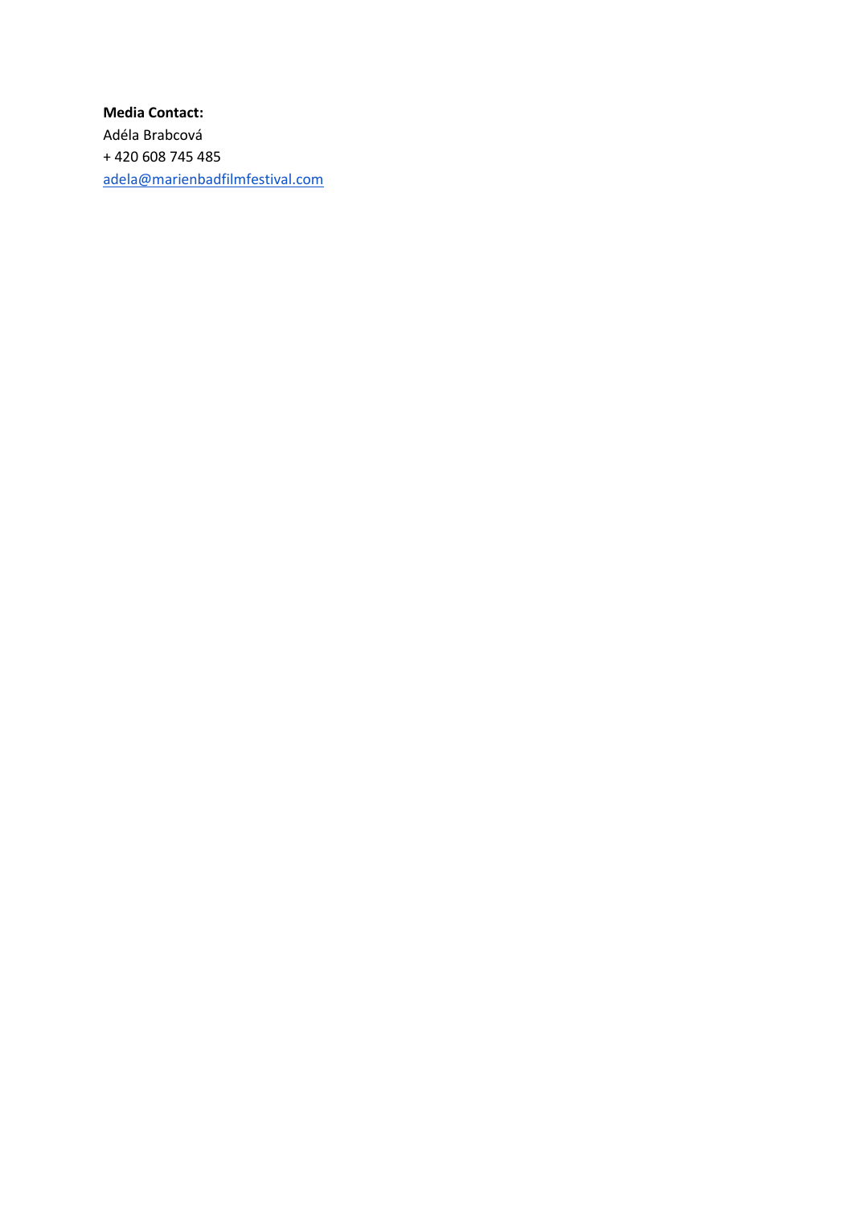**Media Contact:**
Adéla Brabcová
+ 420 608 745 485
adela@marienbadfilmfestival.com